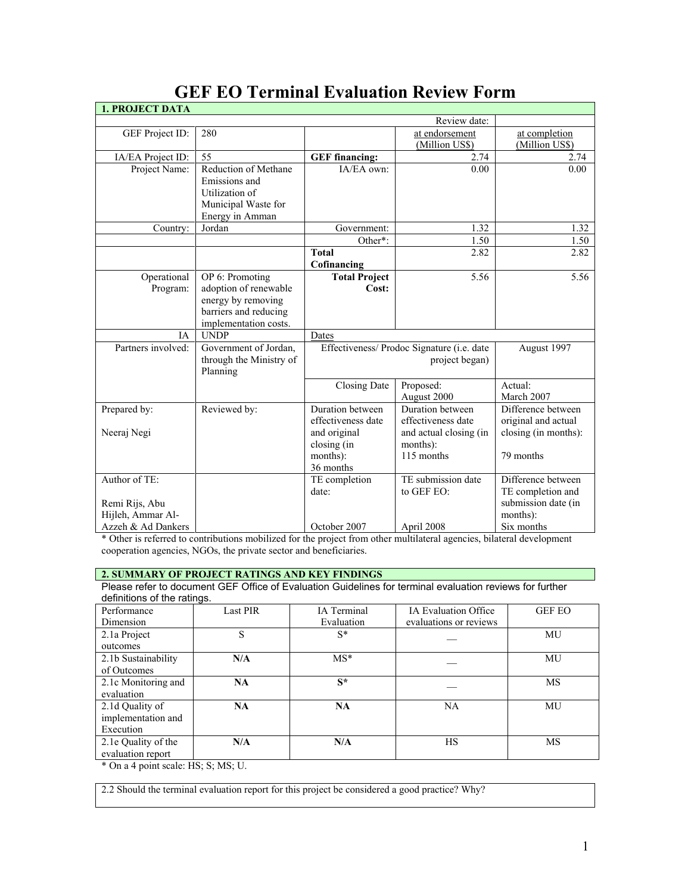# GEF EO Terminal Evaluation Review Form

## 1. PROJECT DATA

| | | | | |
|---|---|---|---|---|
| | | | Review date: | |
| GEF Project ID: | 280 | | at endorsement (Million US$) | at completion (Million US$) |
| IA/EA Project ID: | 55 | **GEF financing:** | 2.74 | 2.74 |
| Project Name: | Reduction of Methane Emissions and Utilization of Municipal Waste for Energy in Amman | IA/EA own: | 0.00 | 0.00 |
| Country: | Jordan | Government: | 1.32 | 1.32 |
| | | Other*: | 1.50 | 1.50 |
| | | **Total Cofinancing** | 2.82 | 2.82 |
| Operational Program: | OP 6: Promoting adoption of renewable energy by removing barriers and reducing implementation costs. | **Total Project Cost:** | 5.56 | 5.56 |
| IA | UNDP | Dates | | |
| Partners involved: | Government of Jordan, through the Ministry of Planning | Effectiveness/ Prodoc Signature (i.e. date project began) | | August 1997 |
| | | Closing Date | Proposed: August 2000 | Actual: March 2007 |
| Prepared by: Neeraj Negi | Reviewed by: | Duration between effectiveness date and original closing (in months): 36 months | Duration between effectiveness date and actual closing (in months): 115 months | Difference between original and actual closing (in months): 79 months |
| Author of TE: Remi Rijs, Abu Hijleh, Ammar Al-Azzeh & Ad Dankers | | TE completion date: October 2007 | TE submission date to GEF EO: April 2008 | Difference between TE completion and submission date (in months): Six months |

\* Other is referred to contributions mobilized for the project from other multilateral agencies, bilateral development cooperation agencies, NGOs, the private sector and beneficiaries.

## 2. SUMMARY OF PROJECT RATINGS AND KEY FINDINGS

Please refer to document GEF Office of Evaluation Guidelines for terminal evaluation reviews for further definitions of the ratings.

| Performance Dimension | Last PIR | IA Terminal Evaluation | IA Evaluation Office evaluations or reviews | GEF EO |
|---|---|---|---|---|
| 2.1a Project outcomes | S | S* | __ | MU |
| 2.1b Sustainability of Outcomes | **N/A** | MS* | __ | MU |
| 2.1c Monitoring and evaluation | **NA** | **S*** | __ | MS |
| 2.1d Quality of implementation and Execution | **NA** | **NA** | NA | MU |
| 2.1e Quality of the evaluation report | **N/A** | **N/A** | HS | MS |

\* On a 4 point scale: HS; S; MS; U.

2.2 Should the terminal evaluation report for this project be considered a good practice? Why?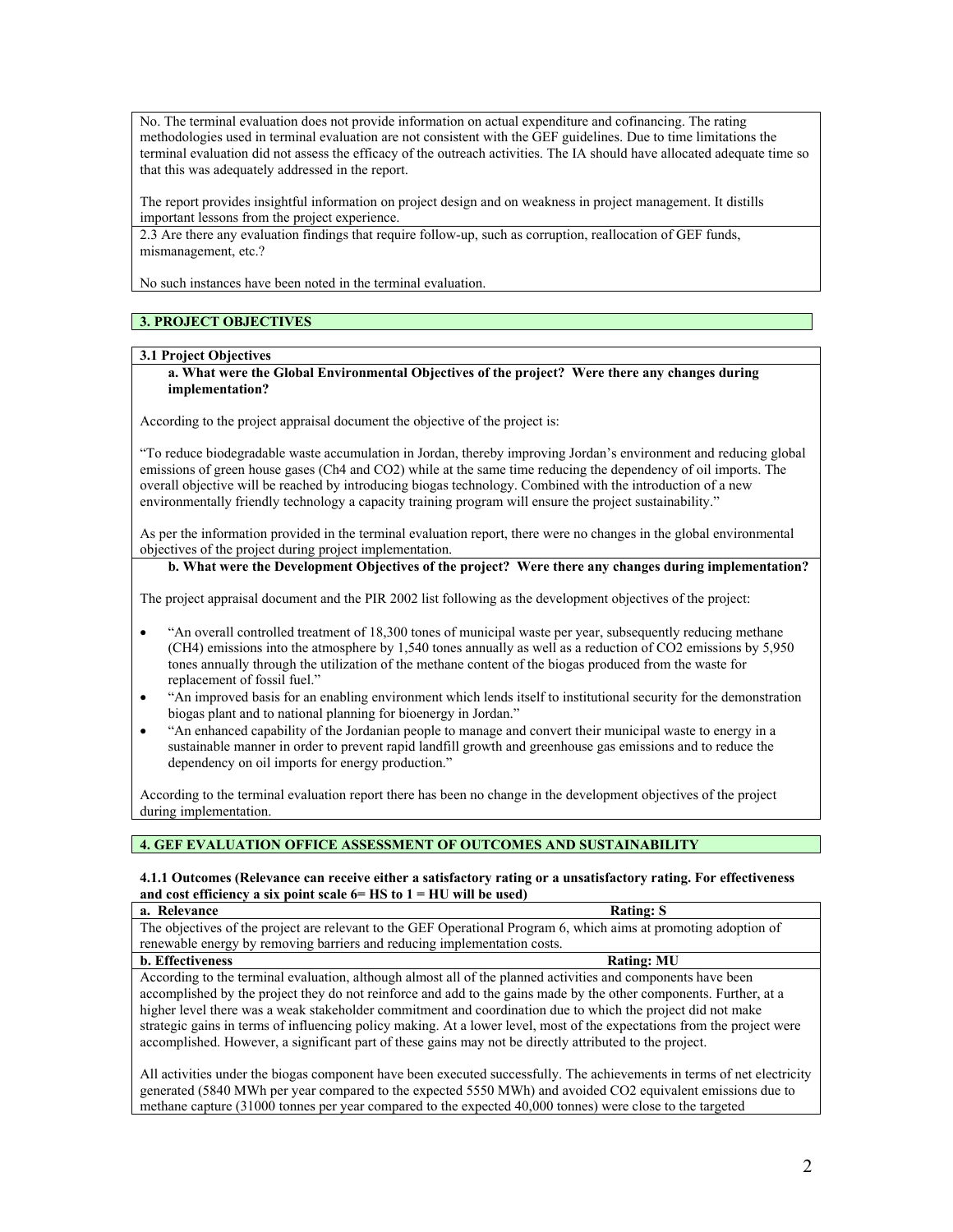No. The terminal evaluation does not provide information on actual expenditure and cofinancing. The rating methodologies used in terminal evaluation are not consistent with the GEF guidelines. Due to time limitations the terminal evaluation did not assess the efficacy of the outreach activities. The IA should have allocated adequate time so that this was adequately addressed in the report.

The report provides insightful information on project design and on weakness in project management. It distills important lessons from the project experience.

2.3 Are there any evaluation findings that require follow-up, such as corruption, reallocation of GEF funds, mismanagement, etc.?

No such instances have been noted in the terminal evaluation.

## 3. PROJECT OBJECTIVES

### 3.1 Project Objectives

**a. What were the Global Environmental Objectives of the project? Were there any changes during implementation?**

According to the project appraisal document the objective of the project is:

"To reduce biodegradable waste accumulation in Jordan, thereby improving Jordan's environment and reducing global emissions of green house gases (Ch4 and CO2) while at the same time reducing the dependency of oil imports. The overall objective will be reached by introducing biogas technology. Combined with the introduction of a new environmentally friendly technology a capacity training program will ensure the project sustainability."

As per the information provided in the terminal evaluation report, there were no changes in the global environmental objectives of the project during project implementation.

**b. What were the Development Objectives of the project? Were there any changes during implementation?**

The project appraisal document and the PIR 2002 list following as the development objectives of the project:

- "An overall controlled treatment of 18,300 tones of municipal waste per year, subsequently reducing methane ($CH_4$) emissions into the atmosphere by 1,540 tones annually as well as a reduction of $CO_2$ emissions by 5,950 tones annually through the utilization of the methane content of the biogas produced from the waste for replacement of fossil fuel."
- "An improved basis for an enabling environment which lends itself to institutional security for the demonstration biogas plant and to national planning for bioenergy in Jordan."
- "An enhanced capability of the Jordanian people to manage and convert their municipal waste to energy in a sustainable manner in order to prevent rapid landfill growth and greenhouse gas emissions and to reduce the dependency on oil imports for energy production."

According to the terminal evaluation report there has been no change in the development objectives of the project during implementation.

## 4. GEF EVALUATION OFFICE ASSESSMENT OF OUTCOMES AND SUSTAINABILITY

**4.1.1 Outcomes (Relevance can receive either a satisfactory rating or a unsatisfactory rating. For effectiveness and cost efficiency a six point scale 6= HS to 1 = HU will be used)**

**a. Relevance** — **Rating: S**

The objectives of the project are relevant to the GEF Operational Program 6, which aims at promoting adoption of renewable energy by removing barriers and reducing implementation costs.

**b. Effectiveness** — **Rating: MU**

According to the terminal evaluation, although almost all of the planned activities and components have been accomplished by the project they do not reinforce and add to the gains made by the other components. Further, at a higher level there was a weak stakeholder commitment and coordination due to which the project did not make strategic gains in terms of influencing policy making. At a lower level, most of the expectations from the project were accomplished. However, a significant part of these gains may not be directly attributed to the project.

All activities under the biogas component have been executed successfully. The achievements in terms of net electricity generated (5840 MWh per year compared to the expected 5550 MWh) and avoided $CO_2$ equivalent emissions due to methane capture (31000 tonnes per year compared to the expected 40,000 tonnes) were close to the targeted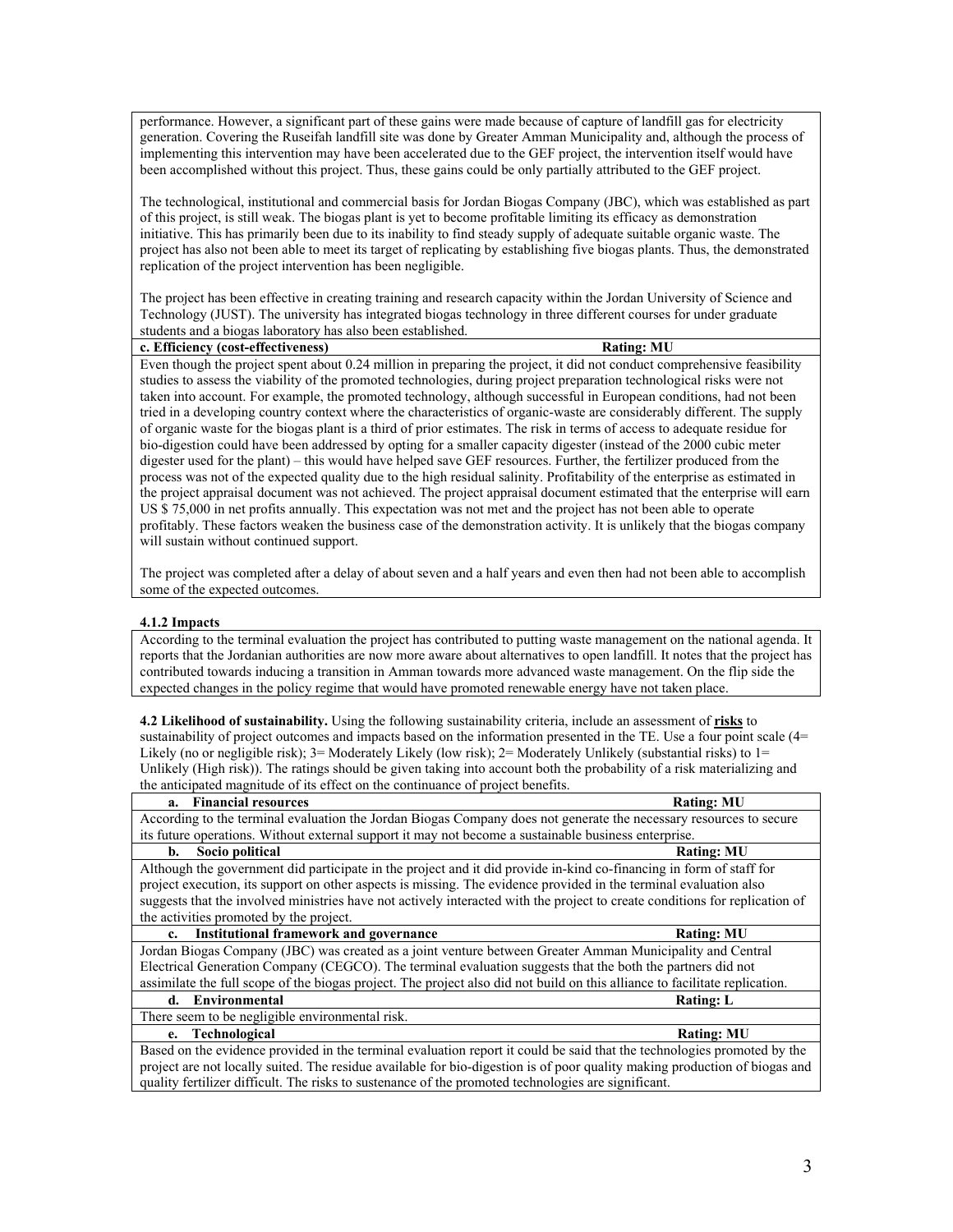performance. However, a significant part of these gains were made because of capture of landfill gas for electricity generation. Covering the Ruseifah landfill site was done by Greater Amman Municipality and, although the process of implementing this intervention may have been accelerated due to the GEF project, the intervention itself would have been accomplished without this project. Thus, these gains could be only partially attributed to the GEF project.

The technological, institutional and commercial basis for Jordan Biogas Company (JBC), which was established as part of this project, is still weak. The biogas plant is yet to become profitable limiting its efficacy as demonstration initiative. This has primarily been due to its inability to find steady supply of adequate suitable organic waste. The project has also not been able to meet its target of replicating by establishing five biogas plants. Thus, the demonstrated replication of the project intervention has been negligible.

The project has been effective in creating training and research capacity within the Jordan University of Science and Technology (JUST). The university has integrated biogas technology in three different courses for under graduate students and a biogas laboratory has also been established.

| **c. Efficiency (cost-effectiveness)** | **Rating: MU** |
|---|---|

Even though the project spent about 0.24 million in preparing the project, it did not conduct comprehensive feasibility studies to assess the viability of the promoted technologies, during project preparation technological risks were not taken into account. For example, the promoted technology, although successful in European conditions, had not been tried in a developing country context where the characteristics of organic-waste are considerably different. The supply of organic waste for the biogas plant is a third of prior estimates. The risk in terms of access to adequate residue for bio-digestion could have been addressed by opting for a smaller capacity digester (instead of the 2000 cubic meter digester used for the plant) – this would have helped save GEF resources. Further, the fertilizer produced from the process was not of the expected quality due to the high residual salinity. Profitability of the enterprise as estimated in the project appraisal document was not achieved. The project appraisal document estimated that the enterprise will earn US $ 75,000 in net profits annually. This expectation was not met and the project has not been able to operate profitably. These factors weaken the business case of the demonstration activity. It is unlikely that the biogas company will sustain without continued support.

The project was completed after a delay of about seven and a half years and even then had not been able to accomplish some of the expected outcomes.

**4.1.2 Impacts**

According to the terminal evaluation the project has contributed to putting waste management on the national agenda. It reports that the Jordanian authorities are now more aware about alternatives to open landfill. It notes that the project has contributed towards inducing a transition in Amman towards more advanced waste management. On the flip side the expected changes in the policy regime that would have promoted renewable energy have not taken place.

**4.2 Likelihood of sustainability.** Using the following sustainability criteria, include an assessment of **risks** to sustainability of project outcomes and impacts based on the information presented in the TE. Use a four point scale (4= Likely (no or negligible risk); 3= Moderately Likely (low risk); 2= Moderately Unlikely (substantial risks) to 1= Unlikely (High risk)). The ratings should be given taking into account both the probability of a risk materializing and the anticipated magnitude of its effect on the continuance of project benefits.

| **a. Financial resources** | **Rating: MU** |
|---|---|
| According to the terminal evaluation the Jordan Biogas Company does not generate the necessary resources to secure its future operations. Without external support it may not become a sustainable business enterprise. | |
| **b. Socio political** | **Rating: MU** |
| Although the government did participate in the project and it did provide in-kind co-financing in form of staff for project execution, its support on other aspects is missing. The evidence provided in the terminal evaluation also suggests that the involved ministries have not actively interacted with the project to create conditions for replication of the activities promoted by the project. | |
| **c. Institutional framework and governance** | **Rating: MU** |
| Jordan Biogas Company (JBC) was created as a joint venture between Greater Amman Municipality and Central Electrical Generation Company (CEGCO). The terminal evaluation suggests that the both the partners did not assimilate the full scope of the biogas project. The project also did not build on this alliance to facilitate replication. | |
| **d. Environmental** | **Rating: L** |
| There seem to be negligible environmental risk. | |
| **e. Technological** | **Rating: MU** |
| Based on the evidence provided in the terminal evaluation report it could be said that the technologies promoted by the project are not locally suited. The residue available for bio-digestion is of poor quality making production of biogas and quality fertilizer difficult. The risks to sustenance of the promoted technologies are significant. | |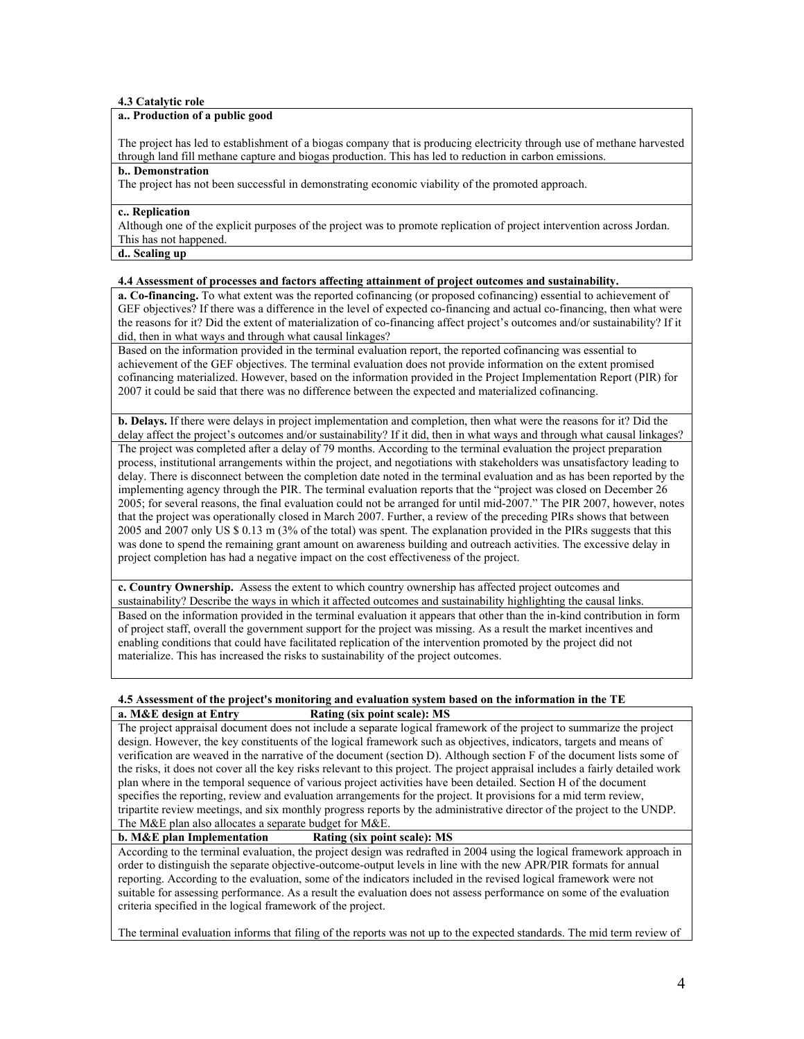**4.3 Catalytic role**

**a.. Production of a public good**

The project has led to establishment of a biogas company that is producing electricity through use of methane harvested through land fill methane capture and biogas production. This has led to reduction in carbon emissions.

**b.. Demonstration**

The project has not been successful in demonstrating economic viability of the promoted approach.

**c.. Replication**

Although one of the explicit purposes of the project was to promote replication of project intervention across Jordan. This has not happened.

**d.. Scaling up**

**4.4 Assessment of processes and factors affecting attainment of project outcomes and sustainability.**

**a. Co-financing.** To what extent was the reported cofinancing (or proposed cofinancing) essential to achievement of GEF objectives? If there was a difference in the level of expected co-financing and actual co-financing, then what were the reasons for it? Did the extent of materialization of co-financing affect project's outcomes and/or sustainability? If it did, then in what ways and through what causal linkages?

Based on the information provided in the terminal evaluation report, the reported cofinancing was essential to achievement of the GEF objectives. The terminal evaluation does not provide information on the extent promised cofinancing materialized. However, based on the information provided in the Project Implementation Report (PIR) for 2007 it could be said that there was no difference between the expected and materialized cofinancing.

**b. Delays.** If there were delays in project implementation and completion, then what were the reasons for it? Did the delay affect the project's outcomes and/or sustainability? If it did, then in what ways and through what causal linkages?

The project was completed after a delay of 79 months. According to the terminal evaluation the project preparation process, institutional arrangements within the project, and negotiations with stakeholders was unsatisfactory leading to delay. There is disconnect between the completion date noted in the terminal evaluation and as has been reported by the implementing agency through the PIR. The terminal evaluation reports that the "project was closed on December 26 2005; for several reasons, the final evaluation could not be arranged for until mid-2007." The PIR 2007, however, notes that the project was operationally closed in March 2007. Further, a review of the preceding PIRs shows that between 2005 and 2007 only US $ 0.13 m (3% of the total) was spent. The explanation provided in the PIRs suggests that this was done to spend the remaining grant amount on awareness building and outreach activities. The excessive delay in project completion has had a negative impact on the cost effectiveness of the project.

**c. Country Ownership.** Assess the extent to which country ownership has affected project outcomes and sustainability? Describe the ways in which it affected outcomes and sustainability highlighting the causal links.

Based on the information provided in the terminal evaluation it appears that other than the in-kind contribution in form of project staff, overall the government support for the project was missing. As a result the market incentives and enabling conditions that could have facilitated replication of the intervention promoted by the project did not materialize. This has increased the risks to sustainability of the project outcomes.

**4.5 Assessment of the project's monitoring and evaluation system based on the information in the TE**

**a. M&E design at Entry** **Rating (six point scale): MS**

The project appraisal document does not include a separate logical framework of the project to summarize the project design. However, the key constituents of the logical framework such as objectives, indicators, targets and means of verification are weaved in the narrative of the document (section D). Although section F of the document lists some of the risks, it does not cover all the key risks relevant to this project. The project appraisal includes a fairly detailed work plan where in the temporal sequence of various project activities have been detailed. Section H of the document specifies the reporting, review and evaluation arrangements for the project. It provisions for a mid term review, tripartite review meetings, and six monthly progress reports by the administrative director of the project to the UNDP. The M&E plan also allocates a separate budget for M&E.

**b. M&E plan Implementation** **Rating (six point scale): MS**

According to the terminal evaluation, the project design was redrafted in 2004 using the logical framework approach in order to distinguish the separate objective-outcome-output levels in line with the new APR/PIR formats for annual reporting. According to the evaluation, some of the indicators included in the revised logical framework were not suitable for assessing performance. As a result the evaluation does not assess performance on some of the evaluation criteria specified in the logical framework of the project.

The terminal evaluation informs that filing of the reports was not up to the expected standards. The mid term review of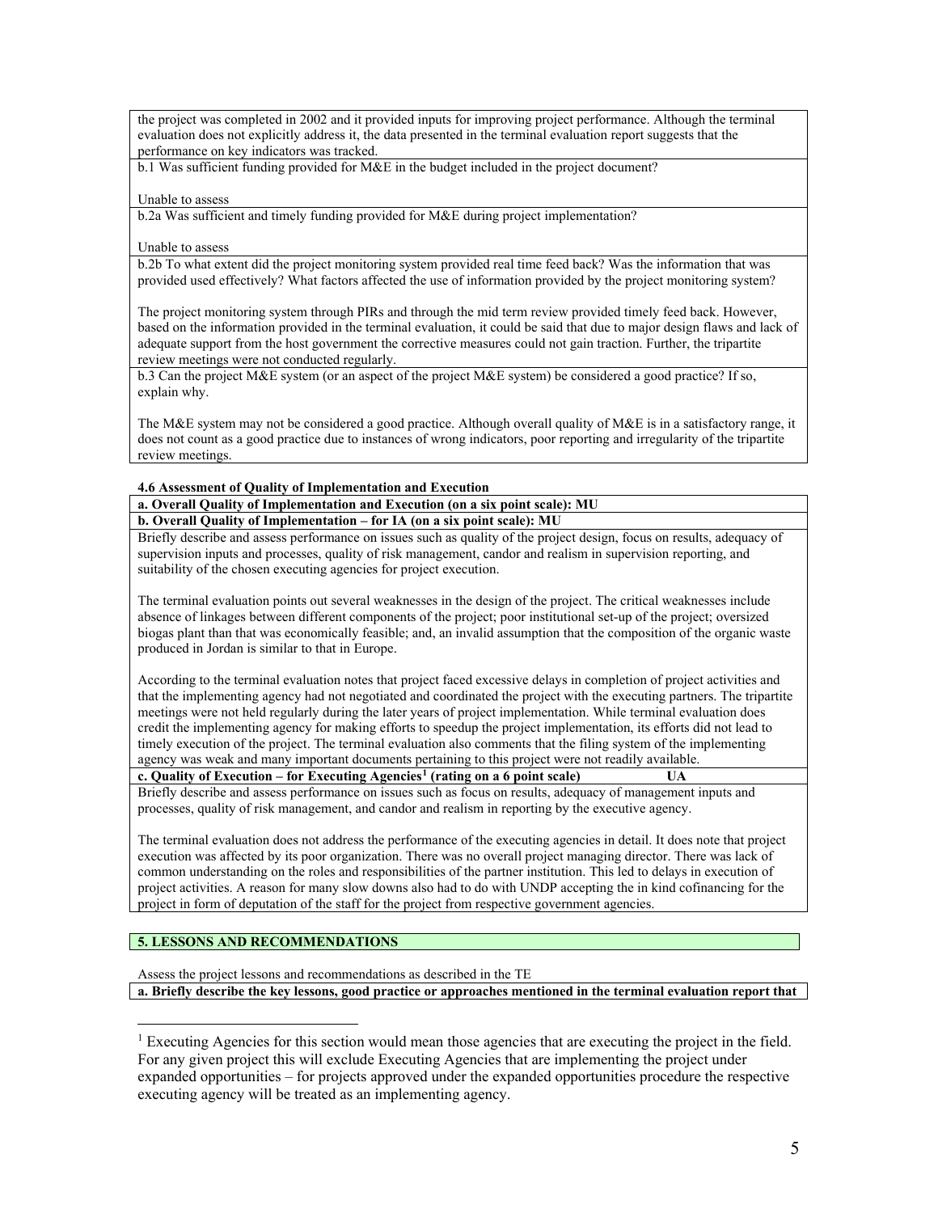the project was completed in 2002 and it provided inputs for improving project performance. Although the terminal evaluation does not explicitly address it, the data presented in the terminal evaluation report suggests that the performance on key indicators was tracked.

b.1 Was sufficient funding provided for M&E in the budget included in the project document?

Unable to assess

b.2a Was sufficient and timely funding provided for M&E during project implementation?

Unable to assess

b.2b To what extent did the project monitoring system provided real time feed back? Was the information that was provided used effectively? What factors affected the use of information provided by the project monitoring system?

The project monitoring system through PIRs and through the mid term review provided timely feed back. However, based on the information provided in the terminal evaluation, it could be said that due to major design flaws and lack of adequate support from the host government the corrective measures could not gain traction. Further, the tripartite review meetings were not conducted regularly.

b.3 Can the project M&E system (or an aspect of the project M&E system) be considered a good practice? If so, explain why.

The M&E system may not be considered a good practice. Although overall quality of M&E is in a satisfactory range, it does not count as a good practice due to instances of wrong indicators, poor reporting and irregularity of the tripartite review meetings.

**4.6 Assessment of Quality of Implementation and Execution**

**a. Overall Quality of Implementation and Execution (on a six point scale): MU**

**b. Overall Quality of Implementation – for IA (on a six point scale): MU**

Briefly describe and assess performance on issues such as quality of the project design, focus on results, adequacy of supervision inputs and processes, quality of risk management, candor and realism in supervision reporting, and suitability of the chosen executing agencies for project execution.

The terminal evaluation points out several weaknesses in the design of the project. The critical weaknesses include absence of linkages between different components of the project; poor institutional set-up of the project; oversized biogas plant than that was economically feasible; and, an invalid assumption that the composition of the organic waste produced in Jordan is similar to that in Europe.

According to the terminal evaluation notes that project faced excessive delays in completion of project activities and that the implementing agency had not negotiated and coordinated the project with the executing partners. The tripartite meetings were not held regularly during the later years of project implementation. While terminal evaluation does credit the implementing agency for making efforts to speedup the project implementation, its efforts did not lead to timely execution of the project. The terminal evaluation also comments that the filing system of the implementing agency was weak and many important documents pertaining to this project were not readily available.

**c. Quality of Execution – for Executing Agencies[1] (rating on a 6 point scale) UA**

Briefly describe and assess performance on issues such as focus on results, adequacy of management inputs and processes, quality of risk management, and candor and realism in reporting by the executive agency.

The terminal evaluation does not address the performance of the executing agencies in detail. It does note that project execution was affected by its poor organization. There was no overall project managing director. There was lack of common understanding on the roles and responsibilities of the partner institution. This led to delays in execution of project activities. A reason for many slow downs also had to do with UNDP accepting the in kind cofinancing for the project in form of deputation of the staff for the project from respective government agencies.

**5. LESSONS AND RECOMMENDATIONS**

Assess the project lessons and recommendations as described in the TE

**a. Briefly describe the key lessons, good practice or approaches mentioned in the terminal evaluation report that**

[1] Executing Agencies for this section would mean those agencies that are executing the project in the field. For any given project this will exclude Executing Agencies that are implementing the project under expanded opportunities – for projects approved under the expanded opportunities procedure the respective executing agency will be treated as an implementing agency.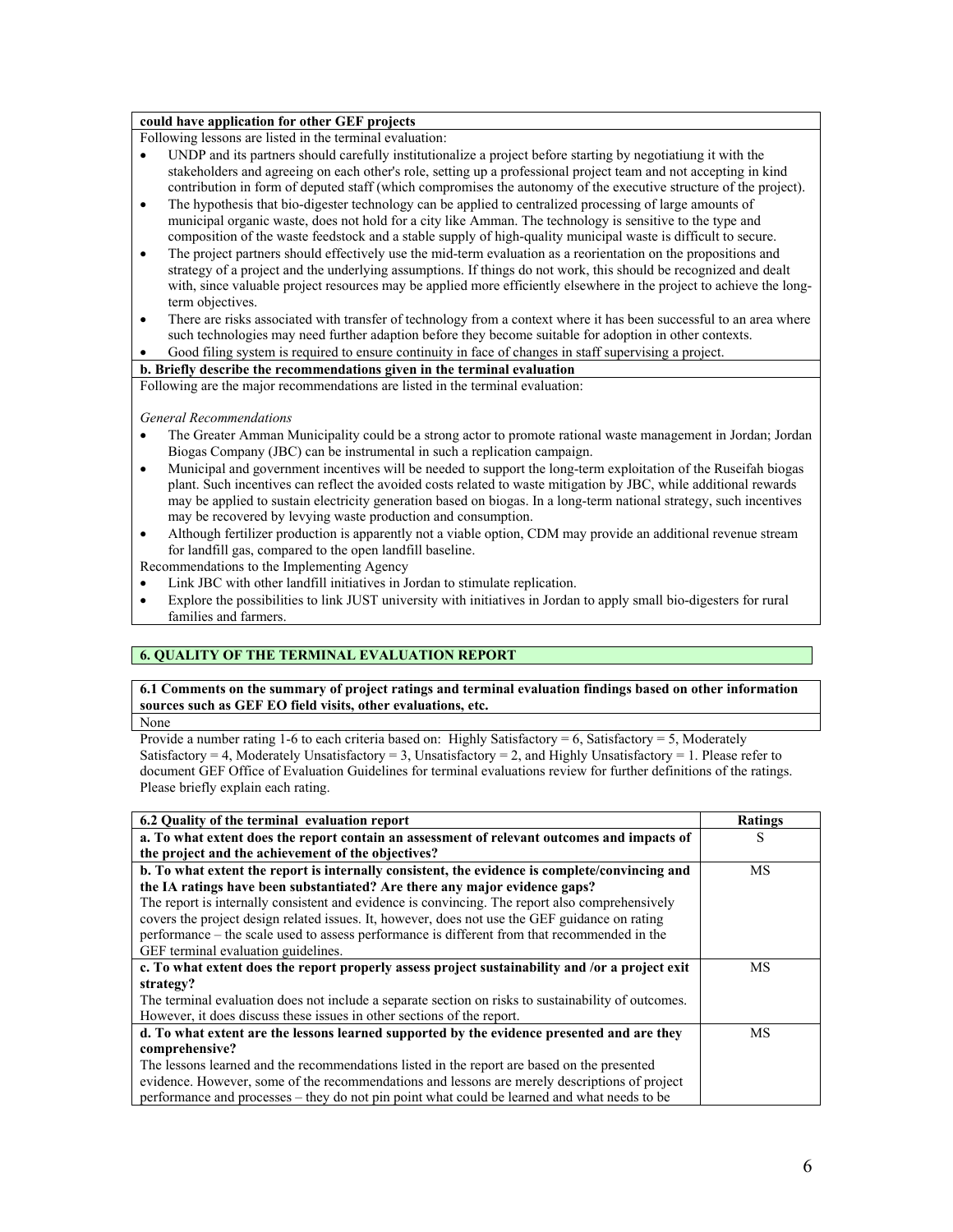**could have application for other GEF projects**

Following lessons are listed in the terminal evaluation:

- UNDP and its partners should carefully institutionalize a project before starting by negotiatiung it with the stakeholders and agreeing on each other's role, setting up a professional project team and not accepting in kind contribution in form of deputed staff (which compromises the autonomy of the executive structure of the project).
- The hypothesis that bio-digester technology can be applied to centralized processing of large amounts of municipal organic waste, does not hold for a city like Amman. The technology is sensitive to the type and composition of the waste feedstock and a stable supply of high-quality municipal waste is difficult to secure.
- The project partners should effectively use the mid-term evaluation as a reorientation on the propositions and strategy of a project and the underlying assumptions. If things do not work, this should be recognized and dealt with, since valuable project resources may be applied more efficiently elsewhere in the project to achieve the long-term objectives.
- There are risks associated with transfer of technology from a context where it has been successful to an area where such technologies may need further adaption before they become suitable for adoption in other contexts.
- Good filing system is required to ensure continuity in face of changes in staff supervising a project.

**b. Briefly describe the recommendations given in the terminal evaluation**

Following are the major recommendations are listed in the terminal evaluation:

*General Recommendations*

- The Greater Amman Municipality could be a strong actor to promote rational waste management in Jordan; Jordan Biogas Company (JBC) can be instrumental in such a replication campaign.
- Municipal and government incentives will be needed to support the long-term exploitation of the Ruseifah biogas plant. Such incentives can reflect the avoided costs related to waste mitigation by JBC, while additional rewards may be applied to sustain electricity generation based on biogas. In a long-term national strategy, such incentives may be recovered by levying waste production and consumption.
- Although fertilizer production is apparently not a viable option, CDM may provide an additional revenue stream for landfill gas, compared to the open landfill baseline.

Recommendations to the Implementing Agency

- Link JBC with other landfill initiatives in Jordan to stimulate replication.
- Explore the possibilities to link JUST university with initiatives in Jordan to apply small bio-digesters for rural families and farmers.

## 6. QUALITY OF THE TERMINAL EVALUATION REPORT

**6.1 Comments on the summary of project ratings and terminal evaluation findings based on other information sources such as GEF EO field visits, other evaluations, etc.**

None

Provide a number rating 1-6 to each criteria based on: Highly Satisfactory = 6, Satisfactory = 5, Moderately Satisfactory = 4, Moderately Unsatisfactory = 3, Unsatisfactory = 2, and Highly Unsatisfactory = 1. Please refer to document GEF Office of Evaluation Guidelines for terminal evaluations review for further definitions of the ratings. Please briefly explain each rating.

| 6.2 Quality of the terminal evaluation report | Ratings |
|---|---|
| **a. To what extent does the report contain an assessment of relevant outcomes and impacts of the project and the achievement of the objectives?** | S |
| **b. To what extent the report is internally consistent, the evidence is complete/convincing and the IA ratings have been substantiated? Are there any major evidence gaps?** The report is internally consistent and evidence is convincing. The report also comprehensively covers the project design related issues. It, however, does not use the GEF guidance on rating performance – the scale used to assess performance is different from that recommended in the GEF terminal evaluation guidelines. | MS |
| **c. To what extent does the report properly assess project sustainability and /or a project exit strategy?** The terminal evaluation does not include a separate section on risks to sustainability of outcomes. However, it does discuss these issues in other sections of the report. | MS |
| **d. To what extent are the lessons learned supported by the evidence presented and are they comprehensive?** The lessons learned and the recommendations listed in the report are based on the presented evidence. However, some of the recommendations and lessons are merely descriptions of project performance and processes – they do not pin point what could be learned and what needs to be | MS |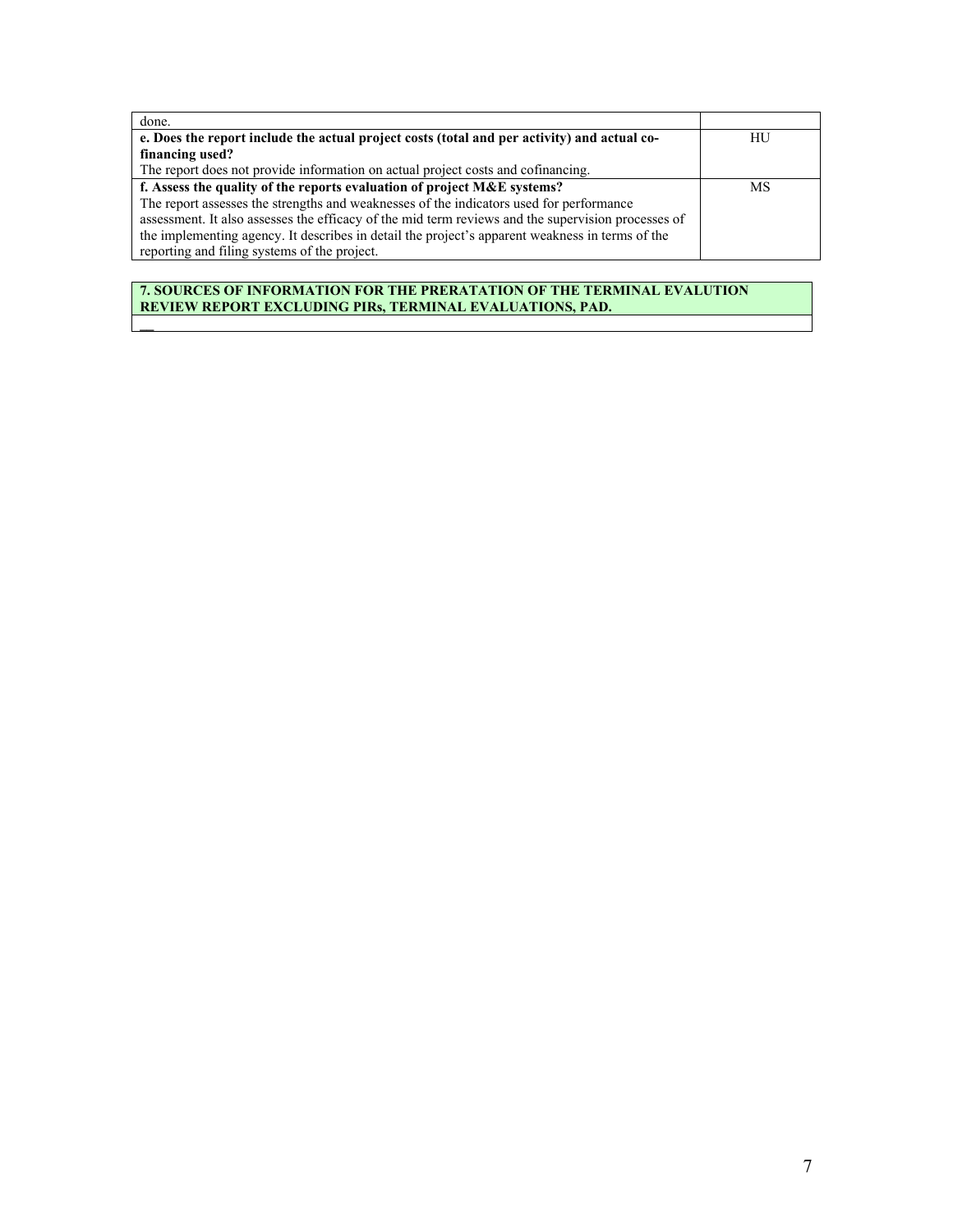| | |
|---|---|
| done. | |
| **e. Does the report include the actual project costs (total and per activity) and actual co-financing used?**<br>The report does not provide information on actual project costs and cofinancing. | HU |
| **f. Assess the quality of the reports evaluation of project M&E systems?**<br>The report assesses the strengths and weaknesses of the indicators used for performance assessment. It also assesses the efficacy of the mid term reviews and the supervision processes of the implementing agency. It describes in detail the project's apparent weakness in terms of the reporting and filing systems of the project. | MS |

| **7. SOURCES OF INFORMATION FOR THE PRERATATION OF THE TERMINAL EVALUTION REVIEW REPORT EXCLUDING PIRs, TERMINAL EVALUATIONS, PAD.** |
|---|
| __ |